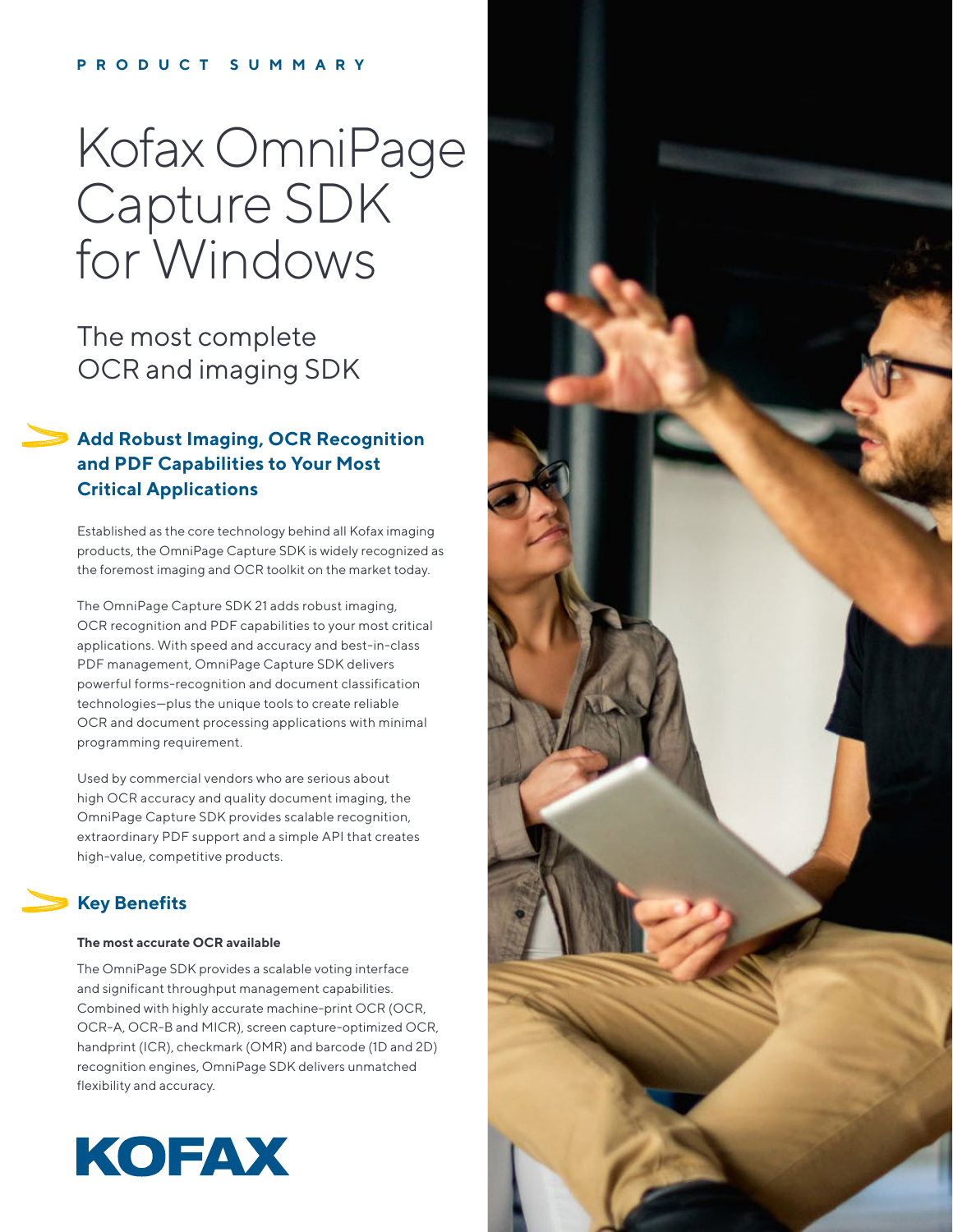PRODUCT SUMMARY

# Kofax OmniPage Capture SDK for Windows

## The most complete OCR and imaging SDK

### Add Robust Imaging, OCR Recognition and PDF Capabilities to Your Most Critical Applications

Established as the core technology behind all Kofax imaging products, the OmniPage Capture SDK is widely recognized as the foremost imaging and OCR toolkit on the market today.

The OmniPage Capture SDK 21 adds robust imaging, OCR recognition and PDF capabilities to your most critical applications. With speed and accuracy and best-in-class PDF management, OmniPage Capture SDK delivers powerful forms-recognition and document classification technologies—plus the unique tools to create reliable OCR and document processing applications with minimal programming requirement.

Used by commercial vendors who are serious about high OCR accuracy and quality document imaging, the OmniPage Capture SDK provides scalable recognition, extraordinary PDF support and a simple API that creates high-value, competitive products.

### Key Benefits

**The most accurate OCR available**

The OmniPage SDK provides a scalable voting interface and significant throughput management capabilities. Combined with highly accurate machine-print OCR (OCR, OCR-A, OCR-B and MICR), screen capture-optimized OCR, handprint (ICR), checkmark (OMR) and barcode (1D and 2D) recognition engines, OmniPage SDK delivers unmatched flexibility and accuracy.

KOFAX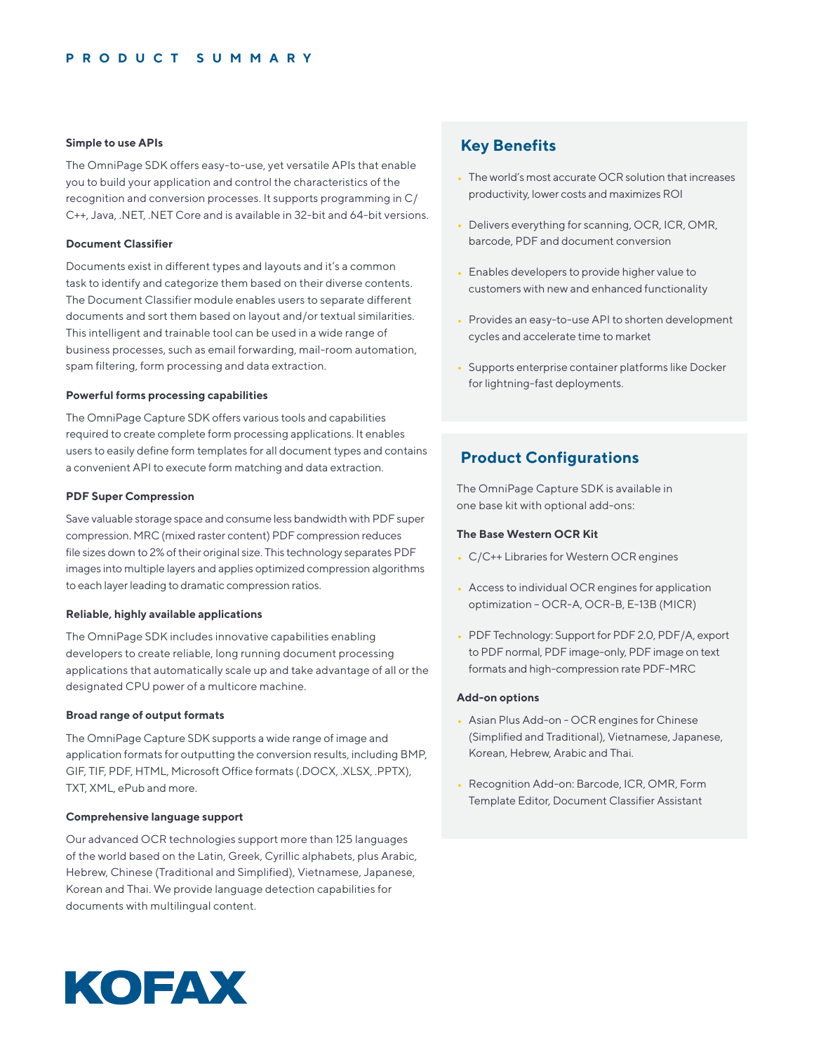## PRODUCT SUMMARY

**Simple to use APIs**

The OmniPage SDK offers easy-to-use, yet versatile APIs that enable you to build your application and control the characteristics of the recognition and conversion processes. It supports programming in C/C++, Java, .NET, .NET Core and is available in 32-bit and 64-bit versions.

**Document Classifier**

Documents exist in different types and layouts and it's a common task to identify and categorize them based on their diverse contents. The Document Classifier module enables users to separate different documents and sort them based on layout and/or textual similarities. This intelligent and trainable tool can be used in a wide range of business processes, such as email forwarding, mail-room automation, spam filtering, form processing and data extraction.

**Powerful forms processing capabilities**

The OmniPage Capture SDK offers various tools and capabilities required to create complete form processing applications. It enables users to easily define form templates for all document types and contains a convenient API to execute form matching and data extraction.

**PDF Super Compression**

Save valuable storage space and consume less bandwidth with PDF super compression. MRC (mixed raster content) PDF compression reduces file sizes down to 2% of their original size. This technology separates PDF images into multiple layers and applies optimized compression algorithms to each layer leading to dramatic compression ratios.

**Reliable, highly available applications**

The OmniPage SDK includes innovative capabilities enabling developers to create reliable, long running document processing applications that automatically scale up and take advantage of all or the designated CPU power of a multicore machine.

**Broad range of output formats**

The OmniPage Capture SDK supports a wide range of image and application formats for outputting the conversion results, including BMP, GIF, TIF, PDF, HTML, Microsoft Office formats (.DOCX, .XLSX, .PPTX), TXT, XML, ePub and more.

**Comprehensive language support**

Our advanced OCR technologies support more than 125 languages of the world based on the Latin, Greek, Cyrillic alphabets, plus Arabic, Hebrew, Chinese (Traditional and Simplified), Vietnamese, Japanese, Korean and Thai. We provide language detection capabilities for documents with multilingual content.

## Key Benefits

- The world's most accurate OCR solution that increases productivity, lower costs and maximizes ROI
- Delivers everything for scanning, OCR, ICR, OMR, barcode, PDF and document conversion
- Enables developers to provide higher value to customers with new and enhanced functionality
- Provides an easy-to-use API to shorten development cycles and accelerate time to market
- Supports enterprise container platforms like Docker for lightning-fast deployments.

## Product Configurations

The OmniPage Capture SDK is available in one base kit with optional add-ons:

**The Base Western OCR Kit**

- C/C++ Libraries for Western OCR engines
- Access to individual OCR engines for application optimization – OCR-A, OCR-B, E-13B (MICR)
- PDF Technology: Support for PDF 2.0, PDF/A, export to PDF normal, PDF image-only, PDF image on text formats and high-compression rate PDF-MRC

**Add-on options**

- Asian Plus Add-on - OCR engines for Chinese (Simplified and Traditional), Vietnamese, Japanese, Korean, Hebrew, Arabic and Thai.
- Recognition Add-on: Barcode, ICR, OMR, Form Template Editor, Document Classifier Assistant

KOFAX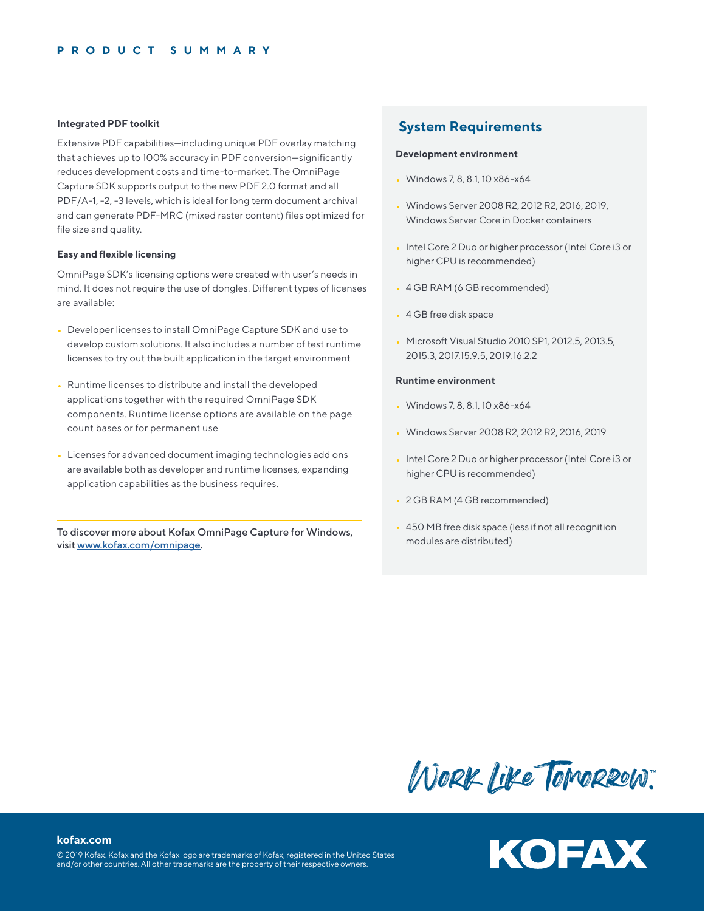**Integrated PDF toolkit**

Extensive PDF capabilities—including unique PDF overlay matching that achieves up to 100% accuracy in PDF conversion—significantly reduces development costs and time-to-market. The OmniPage Capture SDK supports output to the new PDF 2.0 format and all PDF/A-1, -2, -3 levels, which is ideal for long term document archival and can generate PDF-MRC (mixed raster content) files optimized for file size and quality.

**Easy and flexible licensing**

OmniPage SDK's licensing options were created with user's needs in mind. It does not require the use of dongles. Different types of licenses are available:

- Developer licenses to install OmniPage Capture SDK and use to develop custom solutions. It also includes a number of test runtime licenses to try out the built application in the target environment
- Runtime licenses to distribute and install the developed applications together with the required OmniPage SDK components. Runtime license options are available on the page count bases or for permanent use
- Licenses for advanced document imaging technologies add ons are available both as developer and runtime licenses, expanding application capabilities as the business requires.

To discover more about Kofax OmniPage Capture for Windows, visit [www.kofax.com/omnipage](www.kofax.com/omnipage).

## System Requirements

**Development environment**

- Windows 7, 8, 8.1, 10 x86-x64
- Windows Server 2008 R2, 2012 R2, 2016, 2019, Windows Server Core in Docker containers
- Intel Core 2 Duo or higher processor (Intel Core i3 or higher CPU is recommended)
- 4 GB RAM (6 GB recommended)
- 4 GB free disk space
- Microsoft Visual Studio 2010 SP1, 2012.5, 2013.5, 2015.3, 2017.15.9.5, 2019.16.2.2

**Runtime environment**

- Windows 7, 8, 8.1, 10 x86-x64
- Windows Server 2008 R2, 2012 R2, 2016, 2019
- Intel Core 2 Duo or higher processor (Intel Core i3 or higher CPU is recommended)
- 2 GB RAM (4 GB recommended)
- 450 MB free disk space (less if not all recognition modules are distributed)

Work Like Tomorrow.™

**kofax.com**

© 2019 Kofax. Kofax and the Kofax logo are trademarks of Kofax, registered in the United States and/or other countries. All other trademarks are the property of their respective owners.

KOFAX